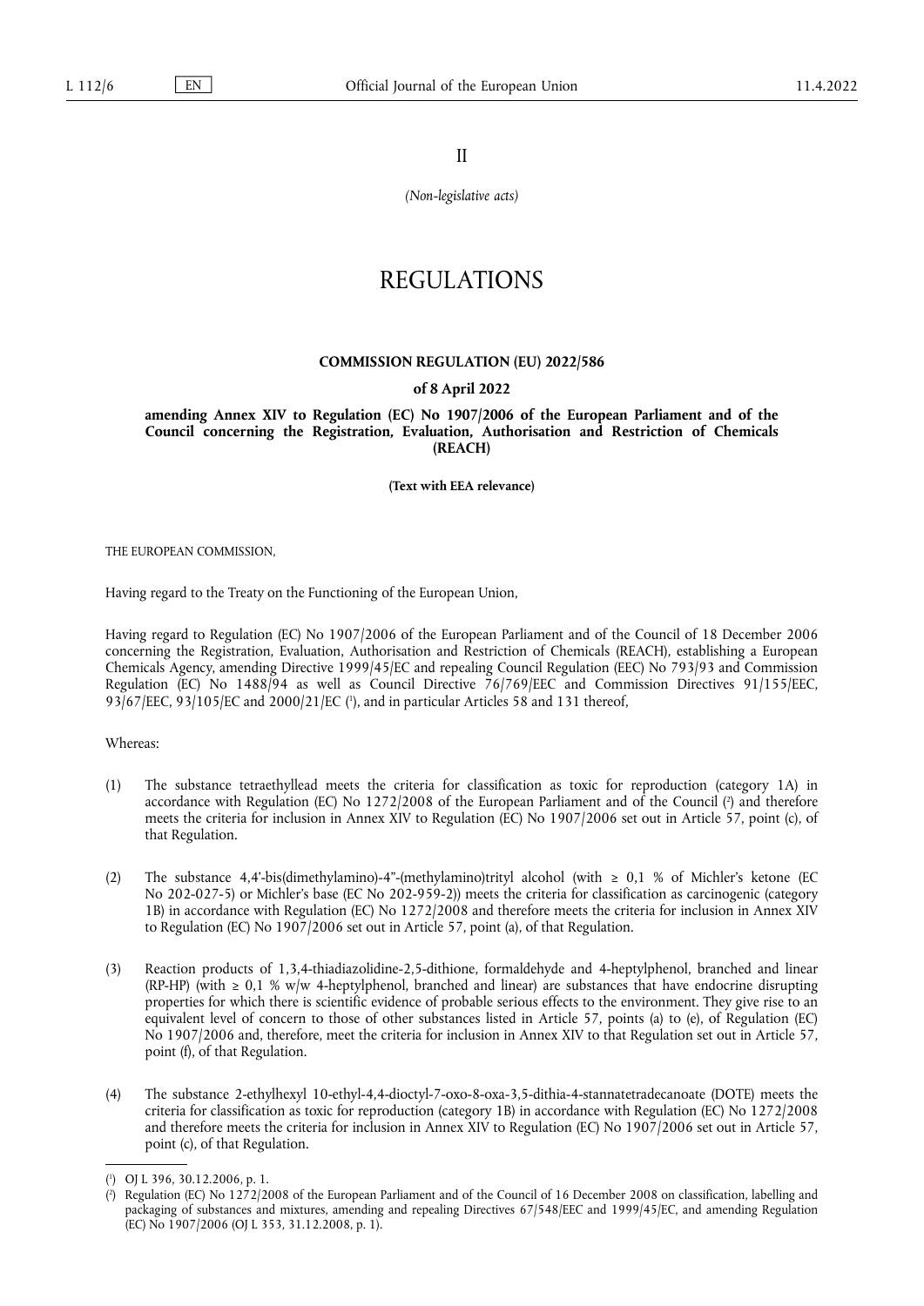II

*(Non-legislative acts)*

# REGULATIONS

## COMMISSION REGULATION (EU) 2022/586

**of 8 April 2022**

**amending Annex XIV to Regulation (EC) No 1907/2006 of the European Parliament and of the Council concerning the Registration, Evaluation, Authorisation and Restriction of Chemicals (REACH)**

**(Text with EEA relevance)**

THE EUROPEAN COMMISSION,

Having regard to the Treaty on the Functioning of the European Union,

Having regard to Regulation (EC) No 1907/2006 of the European Parliament and of the Council of 18 December 2006 concerning the Registration, Evaluation, Authorisation and Restriction of Chemicals (REACH), establishing a European Chemicals Agency, amending Directive 1999/45/EC and repealing Council Regulation (EEC) No 793/93 and Commission Regulation (EC) No 1488/94 as well as Council Directive 76/769/EEC and Commission Directives 91/155/EEC, 93/67/EEC, 93/105/EC and 2000/21/EC [1], and in particular Articles 58 and 131 thereof,

Whereas:

(1) The substance tetraethyllead meets the criteria for classification as toxic for reproduction (category 1A) in accordance with Regulation (EC) No 1272/2008 of the European Parliament and of the Council [2] and therefore meets the criteria for inclusion in Annex XIV to Regulation (EC) No 1907/2006 set out in Article 57, point (c), of that Regulation.

(2) The substance 4,4'-bis(dimethylamino)-4''-(methylamino)trityl alcohol (with ≥ 0,1 % of Michler's ketone (EC No 202-027-5) or Michler's base (EC No 202-959-2)) meets the criteria for classification as carcinogenic (category 1B) in accordance with Regulation (EC) No 1272/2008 and therefore meets the criteria for inclusion in Annex XIV to Regulation (EC) No 1907/2006 set out in Article 57, point (a), of that Regulation.

(3) Reaction products of 1,3,4-thiadiazolidine-2,5-dithione, formaldehyde and 4-heptylphenol, branched and linear (RP-HP) (with ≥ 0,1 % w/w 4-heptylphenol, branched and linear) are substances that have endocrine disrupting properties for which there is scientific evidence of probable serious effects to the environment. They give rise to an equivalent level of concern to those of other substances listed in Article 57, points (a) to (e), of Regulation (EC) No 1907/2006 and, therefore, meet the criteria for inclusion in Annex XIV to that Regulation set out in Article 57, point (f), of that Regulation.

(4) The substance 2-ethylhexyl 10-ethyl-4,4-dioctyl-7-oxo-8-oxa-3,5-dithia-4-stannatetradecanoate (DOTE) meets the criteria for classification as toxic for reproduction (category 1B) in accordance with Regulation (EC) No 1272/2008 and therefore meets the criteria for inclusion in Annex XIV to Regulation (EC) No 1907/2006 set out in Article 57, point (c), of that Regulation.

---

[1] OJ L 396, 30.12.2006, p. 1.

[2] Regulation (EC) No 1272/2008 of the European Parliament and of the Council of 16 December 2008 on classification, labelling and packaging of substances and mixtures, amending and repealing Directives 67/548/EEC and 1999/45/EC, and amending Regulation (EC) No 1907/2006 (OJ L 353, 31.12.2008, p. 1).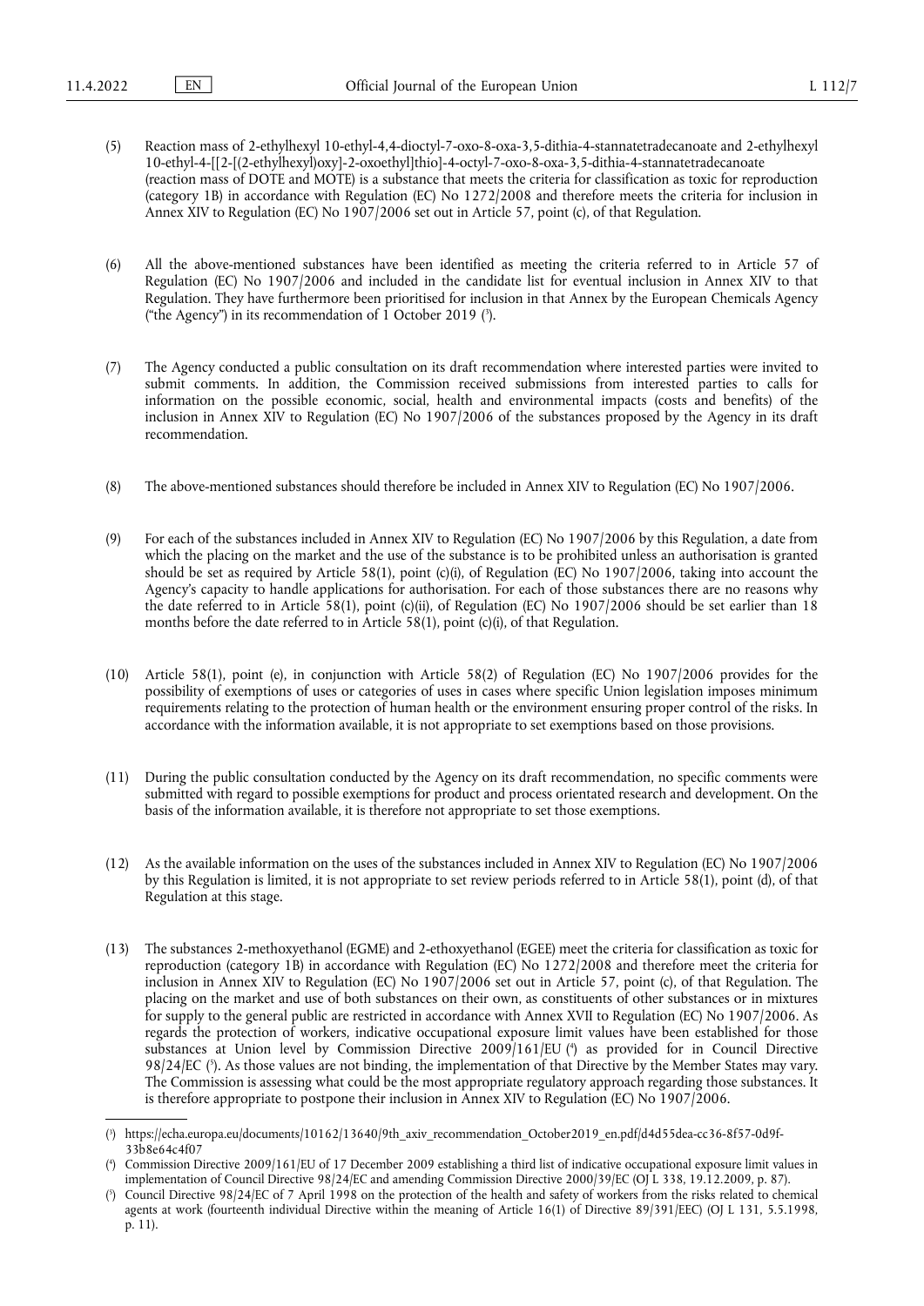(5) Reaction mass of 2-ethylhexyl 10-ethyl-4,4-dioctyl-7-oxo-8-oxa-3,5-dithia-4-stannatetradecanoate and 2-ethylhexyl 10-ethyl-4-[[2-[(2-ethylhexyl)oxy]-2-oxoethyl]thio]-4-octyl-7-oxo-8-oxa-3,5-dithia-4-stannatetradecanoate (reaction mass of DOTE and MOTE) is a substance that meets the criteria for classification as toxic for reproduction (category 1B) in accordance with Regulation (EC) No 1272/2008 and therefore meets the criteria for inclusion in Annex XIV to Regulation (EC) No 1907/2006 set out in Article 57, point (c), of that Regulation.

(6) All the above-mentioned substances have been identified as meeting the criteria referred to in Article 57 of Regulation (EC) No 1907/2006 and included in the candidate list for eventual inclusion in Annex XIV to that Regulation. They have furthermore been prioritised for inclusion in that Annex by the European Chemicals Agency ("the Agency") in its recommendation of 1 October 2019 ([3]).

(7) The Agency conducted a public consultation on its draft recommendation where interested parties were invited to submit comments. In addition, the Commission received submissions from interested parties to calls for information on the possible economic, social, health and environmental impacts (costs and benefits) of the inclusion in Annex XIV to Regulation (EC) No 1907/2006 of the substances proposed by the Agency in its draft recommendation.

(8) The above-mentioned substances should therefore be included in Annex XIV to Regulation (EC) No 1907/2006.

(9) For each of the substances included in Annex XIV to Regulation (EC) No 1907/2006 by this Regulation, a date from which the placing on the market and the use of the substance is to be prohibited unless an authorisation is granted should be set as required by Article 58(1), point (c)(i), of Regulation (EC) No 1907/2006, taking into account the Agency's capacity to handle applications for authorisation. For each of those substances there are no reasons why the date referred to in Article 58(1), point (c)(ii), of Regulation (EC) No 1907/2006 should be set earlier than 18 months before the date referred to in Article 58(1), point (c)(i), of that Regulation.

(10) Article 58(1), point (e), in conjunction with Article 58(2) of Regulation (EC) No 1907/2006 provides for the possibility of exemptions of uses or categories of uses in cases where specific Union legislation imposes minimum requirements relating to the protection of human health or the environment ensuring proper control of the risks. In accordance with the information available, it is not appropriate to set exemptions based on those provisions.

(11) During the public consultation conducted by the Agency on its draft recommendation, no specific comments were submitted with regard to possible exemptions for product and process orientated research and development. On the basis of the information available, it is therefore not appropriate to set those exemptions.

(12) As the available information on the uses of the substances included in Annex XIV to Regulation (EC) No 1907/2006 by this Regulation is limited, it is not appropriate to set review periods referred to in Article 58(1), point (d), of that Regulation at this stage.

(13) The substances 2-methoxyethanol (EGME) and 2-ethoxyethanol (EGEE) meet the criteria for classification as toxic for reproduction (category 1B) in accordance with Regulation (EC) No 1272/2008 and therefore meet the criteria for inclusion in Annex XIV to Regulation (EC) No 1907/2006 set out in Article 57, point (c), of that Regulation. The placing on the market and use of both substances on their own, as constituents of other substances or in mixtures for supply to the general public are restricted in accordance with Annex XVII to Regulation (EC) No 1907/2006. As regards the protection of workers, indicative occupational exposure limit values have been established for those substances at Union level by Commission Directive 2009/161/EU ([4]) as provided for in Council Directive 98/24/EC ([5]). As those values are not binding, the implementation of that Directive by the Member States may vary. The Commission is assessing what could be the most appropriate regulatory approach regarding those substances. It is therefore appropriate to postpone their inclusion in Annex XIV to Regulation (EC) No 1907/2006.

---

([3]) https://echa.europa.eu/documents/10162/13640/9th_axiv_recommendation_October2019_en.pdf/d4d55dea-cc36-8f57-0d9f-33b8e64c4f07

([4]) Commission Directive 2009/161/EU of 17 December 2009 establishing a third list of indicative occupational exposure limit values in implementation of Council Directive 98/24/EC and amending Commission Directive 2000/39/EC (OJ L 338, 19.12.2009, p. 87).

([5]) Council Directive 98/24/EC of 7 April 1998 on the protection of the health and safety of workers from the risks related to chemical agents at work (fourteenth individual Directive within the meaning of Article 16(1) of Directive 89/391/EEC) (OJ L 131, 5.5.1998, p. 11).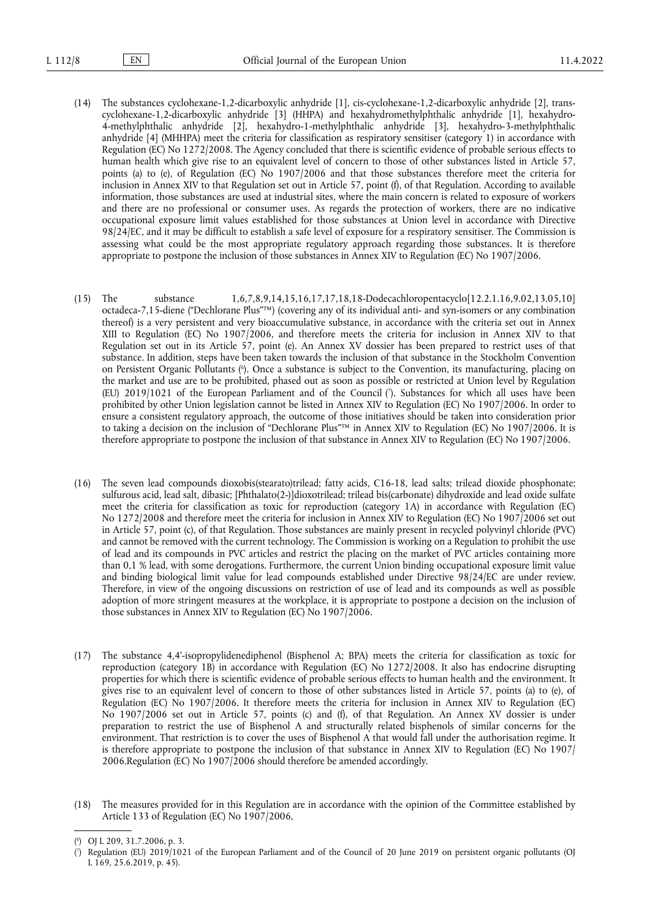(14) The substances cyclohexane-1,2-dicarboxylic anhydride [1], cis-cyclohexane-1,2-dicarboxylic anhydride [2], trans-cyclohexane-1,2-dicarboxylic anhydride [3] (HHPA) and hexahydromethylphthalic anhydride [1], hexahydro-4-methylphthalic anhydride [2], hexahydro-1-methylphthalic anhydride [3], hexahydro-3-methylphthalic anhydride [4] (MHHPA) meet the criteria for classification as respiratory sensitiser (category 1) in accordance with Regulation (EC) No 1272/2008. The Agency concluded that there is scientific evidence of probable serious effects to human health which give rise to an equivalent level of concern to those of other substances listed in Article 57, points (a) to (e), of Regulation (EC) No 1907/2006 and that those substances therefore meet the criteria for inclusion in Annex XIV to that Regulation set out in Article 57, point (f), of that Regulation. According to available information, those substances are used at industrial sites, where the main concern is related to exposure of workers and there are no professional or consumer uses. As regards the protection of workers, there are no indicative occupational exposure limit values established for those substances at Union level in accordance with Directive 98/24/EC, and it may be difficult to establish a safe level of exposure for a respiratory sensitiser. The Commission is assessing what could be the most appropriate regulatory approach regarding those substances. It is therefore appropriate to postpone the inclusion of those substances in Annex XIV to Regulation (EC) No 1907/2006.

(15) The substance 1,6,7,8,9,14,15,16,17,17,18,18-Dodecachloropentacyclo[12.2.1.16,9.02,13.05,10] octadeca-7,15-diene ("Dechlorane Plus"™) (covering any of its individual anti- and syn-isomers or any combination thereof) is a very persistent and very bioaccumulative substance, in accordance with the criteria set out in Annex XIII to Regulation (EC) No 1907/2006, and therefore meets the criteria for inclusion in Annex XIV to that Regulation set out in its Article 57, point (e). An Annex XV dossier has been prepared to restrict uses of that substance. In addition, steps have been taken towards the inclusion of that substance in the Stockholm Convention on Persistent Organic Pollutants [6]. Once a substance is subject to the Convention, its manufacturing, placing on the market and use are to be prohibited, phased out as soon as possible or restricted at Union level by Regulation (EU) 2019/1021 of the European Parliament and of the Council [7]. Substances for which all uses have been prohibited by other Union legislation cannot be listed in Annex XIV to Regulation (EC) No 1907/2006. In order to ensure a consistent regulatory approach, the outcome of those initiatives should be taken into consideration prior to taking a decision on the inclusion of "Dechlorane Plus"™ in Annex XIV to Regulation (EC) No 1907/2006. It is therefore appropriate to postpone the inclusion of that substance in Annex XIV to Regulation (EC) No 1907/2006.

(16) The seven lead compounds dioxobis(stearato)trilead; fatty acids, C16-18, lead salts; trilead dioxide phosphonate; sulfurous acid, lead salt, dibasic; [Phthalato(2-)]dioxotrilead; trilead bis(carbonate) dihydroxide and lead oxide sulfate meet the criteria for classification as toxic for reproduction (category 1A) in accordance with Regulation (EC) No 1272/2008 and therefore meet the criteria for inclusion in Annex XIV to Regulation (EC) No 1907/2006 set out in Article 57, point (c), of that Regulation. Those substances are mainly present in recycled polyvinyl chloride (PVC) and cannot be removed with the current technology. The Commission is working on a Regulation to prohibit the use of lead and its compounds in PVC articles and restrict the placing on the market of PVC articles containing more than 0,1 % lead, with some derogations. Furthermore, the current Union binding occupational exposure limit value and binding biological limit value for lead compounds established under Directive 98/24/EC are under review. Therefore, in view of the ongoing discussions on restriction of use of lead and its compounds as well as possible adoption of more stringent measures at the workplace, it is appropriate to postpone a decision on the inclusion of those substances in Annex XIV to Regulation (EC) No 1907/2006.

(17) The substance 4,4'-isopropylidenediphenol (Bisphenol A; BPA) meets the criteria for classification as toxic for reproduction (category 1B) in accordance with Regulation (EC) No 1272/2008. It also has endocrine disrupting properties for which there is scientific evidence of probable serious effects to human health and the environment. It gives rise to an equivalent level of concern to those of other substances listed in Article 57, points (a) to (e), of Regulation (EC) No 1907/2006. It therefore meets the criteria for inclusion in Annex XIV to Regulation (EC) No 1907/2006 set out in Article 57, points (c) and (f), of that Regulation. An Annex XV dossier is under preparation to restrict the use of Bisphenol A and structurally related bisphenols of similar concerns for the environment. That restriction is to cover the uses of Bisphenol A that would fall under the authorisation regime. It is therefore appropriate to postpone the inclusion of that substance in Annex XIV to Regulation (EC) No 1907/2006.Regulation (EC) No 1907/2006 should therefore be amended accordingly.

(18) The measures provided for in this Regulation are in accordance with the opinion of the Committee established by Article 133 of Regulation (EC) No 1907/2006,

---

[6] OJ L 209, 31.7.2006, p. 3.

[7] Regulation (EU) 2019/1021 of the European Parliament and of the Council of 20 June 2019 on persistent organic pollutants (OJ L 169, 25.6.2019, p. 45).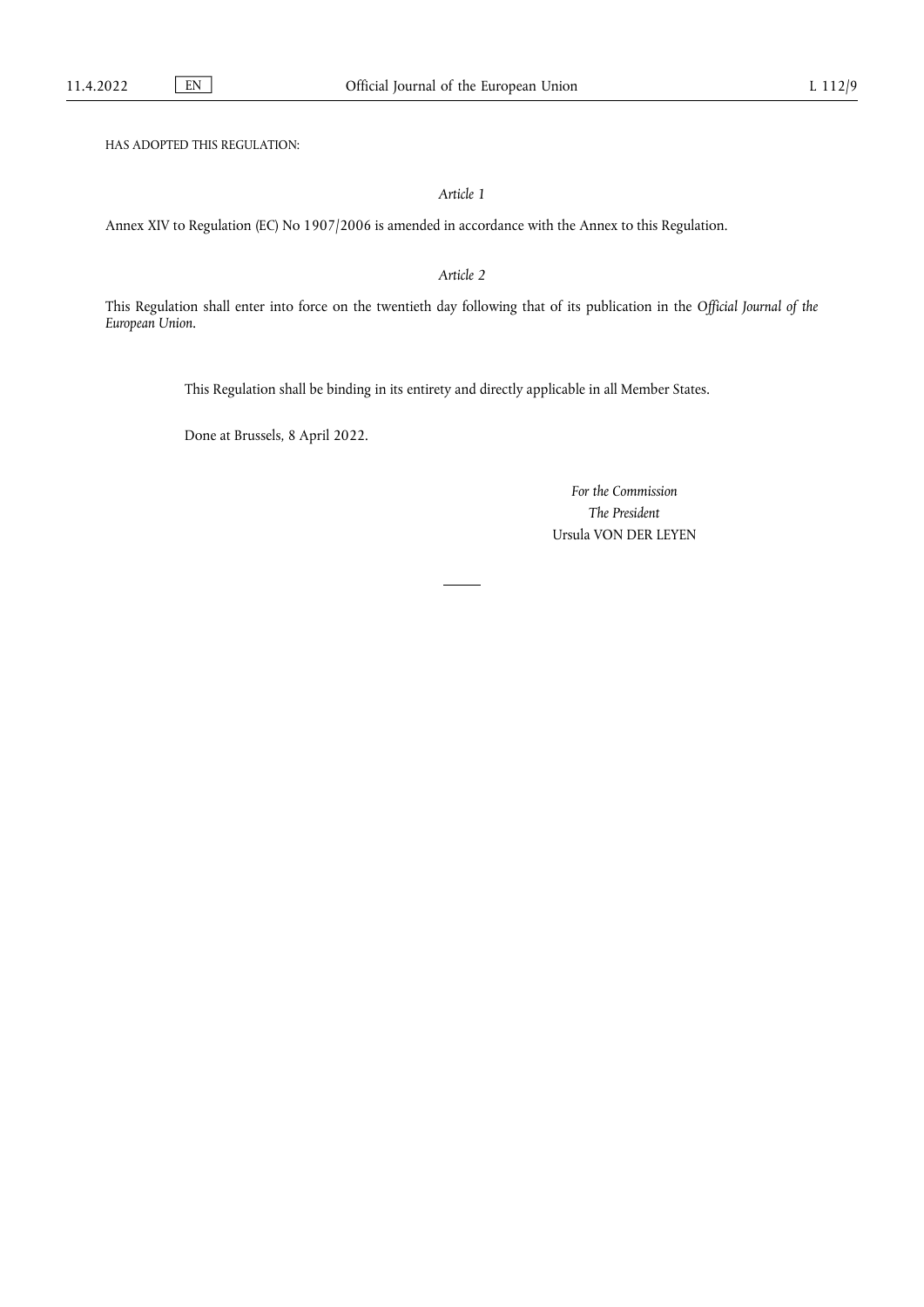HAS ADOPTED THIS REGULATION:

*Article 1*

Annex XIV to Regulation (EC) No 1907/2006 is amended in accordance with the Annex to this Regulation.

*Article 2*

This Regulation shall enter into force on the twentieth day following that of its publication in the *Official Journal of the European Union*.

This Regulation shall be binding in its entirety and directly applicable in all Member States.

Done at Brussels, 8 April 2022.

*For the Commission*
*The President*
Ursula VON DER LEYEN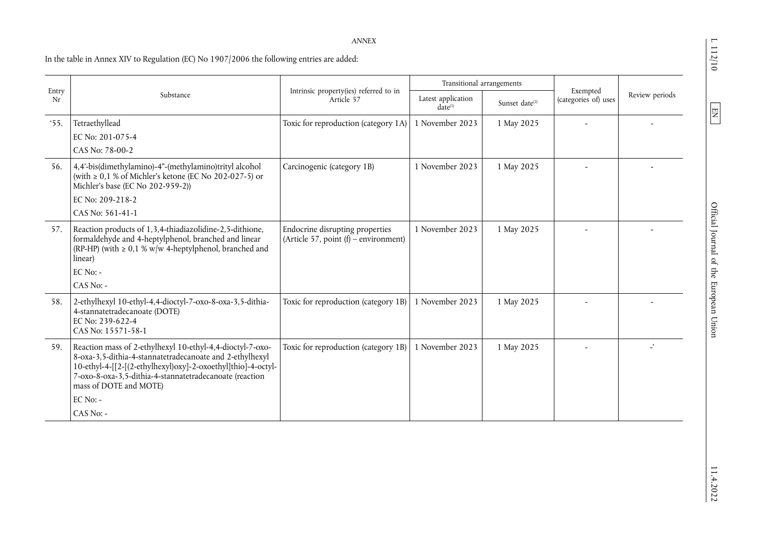*ANNEX*

In the table in Annex XIV to Regulation (EC) No 1907/2006 the following entries are added:

| Entry Nr | Substance | Intrinsic property(ies) referred to in Article 57 | Transitional arrangements | | Exempted (categories of) uses | Review periods |
|---|---|---|---|---|---|---|
| | | | Latest application date[(1)] | Sunset date[(2)] | | |
| ‘55. | Tetraethyllead<br>EC No: 201-075-4<br>CAS No: 78-00-2 | Toxic for reproduction (category 1A) | 1 November 2023 | 1 May 2025 | - | - |
| 56. | 4,4’-bis(dimethylamino)-4”-(methylamino)trityl alcohol (with ≥ 0,1 % of Michler’s ketone (EC No 202-027-5) or Michler’s base (EC No 202-959-2))<br>EC No: 209-218-2<br>CAS No: 561-41-1 | Carcinogenic (category 1B) | 1 November 2023 | 1 May 2025 | - | - |
| 57. | Reaction products of 1,3,4-thiadiazolidine-2,5-dithione, formaldehyde and 4-heptylphenol, branched and linear (RP-HP) (with ≥ 0,1 % w/w 4-heptylphenol, branched and linear)<br>EC No: -<br>CAS No: - | Endocrine disrupting properties (Article 57, point (f) – environment) | 1 November 2023 | 1 May 2025 | - | - |
| 58. | 2-ethylhexyl 10-ethyl-4,4-dioctyl-7-oxo-8-oxa-3,5-dithia-4-stannatetradecanoate (DOTE)<br>EC No: 239-622-4<br>CAS No: 15571-58-1 | Toxic for reproduction (category 1B) | 1 November 2023 | 1 May 2025 | - | - |
| 59. | Reaction mass of 2-ethylhexyl 10-ethyl-4,4-dioctyl-7-oxo-8-oxa-3,5-dithia-4-stannatetradecanoate and 2-ethylhexyl 10-ethyl-4-[[2-[(2-ethylhexyl)oxy]-2-oxoethyl]thio]-4-octyl-7-oxo-8-oxa-3,5-dithia-4-stannatetradecanoate (reaction mass of DOTE and MOTE)<br>EC No: -<br>CAS No: - | Toxic for reproduction (category 1B) | 1 November 2023 | 1 May 2025 | - | -’ |